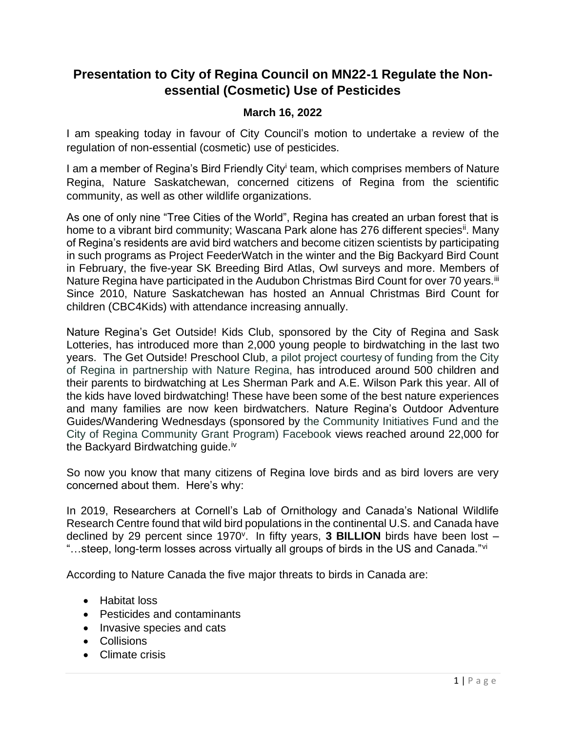# Presentation to City of Regina Council on MN22-1 Regulate the Non-essential (Cosmetic) Use of Pesticides

**March 16, 2022**

I am speaking today in favour of City Council's motion to undertake a review of the regulation of non-essential (cosmetic) use of pesticides.

I am a member of Regina's Bird Friendly City[i] team, which comprises members of Nature Regina, Nature Saskatchewan, concerned citizens of Regina from the scientific community, as well as other wildlife organizations.

As one of only nine "Tree Cities of the World", Regina has created an urban forest that is home to a vibrant bird community; Wascana Park alone has 276 different species[ii]. Many of Regina's residents are avid bird watchers and become citizen scientists by participating in such programs as Project FeederWatch in the winter and the Big Backyard Bird Count in February, the five-year SK Breeding Bird Atlas, Owl surveys and more. Members of Nature Regina have participated in the Audubon Christmas Bird Count for over 70 years.[iii] Since 2010, Nature Saskatchewan has hosted an Annual Christmas Bird Count for children (CBC4Kids) with attendance increasing annually.

Nature Regina's Get Outside! Kids Club, sponsored by the City of Regina and Sask Lotteries, has introduced more than 2,000 young people to birdwatching in the last two years. The Get Outside! Preschool Club, a pilot project courtesy of funding from the City of Regina in partnership with Nature Regina, has introduced around 500 children and their parents to birdwatching at Les Sherman Park and A.E. Wilson Park this year. All of the kids have loved birdwatching! These have been some of the best nature experiences and many families are now keen birdwatchers. Nature Regina's Outdoor Adventure Guides/Wandering Wednesdays (sponsored by the Community Initiatives Fund and the City of Regina Community Grant Program) Facebook views reached around 22,000 for the Backyard Birdwatching guide.[iv]

So now you know that many citizens of Regina love birds and as bird lovers are very concerned about them. Here's why:

In 2019, Researchers at Cornell's Lab of Ornithology and Canada's National Wildlife Research Centre found that wild bird populations in the continental U.S. and Canada have declined by 29 percent since 1970[v]. In fifty years, **3 BILLION** birds have been lost – "…steep, long-term losses across virtually all groups of birds in the US and Canada."[vi]

According to Nature Canada the five major threats to birds in Canada are:

- Habitat loss
- Pesticides and contaminants
- Invasive species and cats
- Collisions
- Climate crisis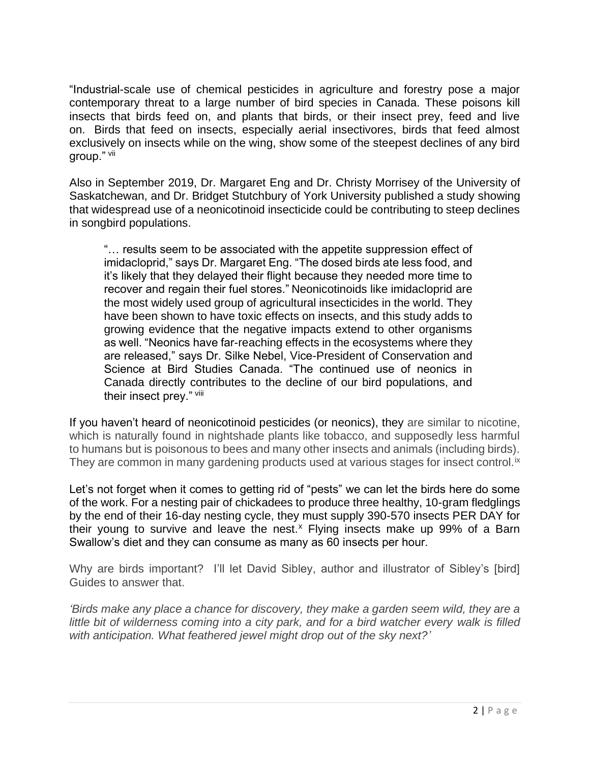"Industrial-scale use of chemical pesticides in agriculture and forestry pose a major contemporary threat to a large number of bird species in Canada. These poisons kill insects that birds feed on, and plants that birds, or their insect prey, feed and live on. Birds that feed on insects, especially aerial insectivores, birds that feed almost exclusively on insects while on the wing, show some of the steepest declines of any bird group." [vii]

Also in September 2019, Dr. Margaret Eng and Dr. Christy Morrisey of the University of Saskatchewan, and Dr. Bridget Stutchbury of York University published a study showing that widespread use of a neonicotinoid insecticide could be contributing to steep declines in songbird populations.

> "… results seem to be associated with the appetite suppression effect of imidacloprid," says Dr. Margaret Eng. "The dosed birds ate less food, and it's likely that they delayed their flight because they needed more time to recover and regain their fuel stores." Neonicotinoids like imidacloprid are the most widely used group of agricultural insecticides in the world. They have been shown to have toxic effects on insects, and this study adds to growing evidence that the negative impacts extend to other organisms as well. "Neonics have far-reaching effects in the ecosystems where they are released," says Dr. Silke Nebel, Vice-President of Conservation and Science at Bird Studies Canada. "The continued use of neonics in Canada directly contributes to the decline of our bird populations, and their insect prey." [viii]

If you haven't heard of neonicotinoid pesticides (or neonics), they are similar to nicotine, which is naturally found in nightshade plants like tobacco, and supposedly less harmful to humans but is poisonous to bees and many other insects and animals (including birds). They are common in many gardening products used at various stages for insect control.[ix]

Let's not forget when it comes to getting rid of "pests" we can let the birds here do some of the work. For a nesting pair of chickadees to produce three healthy, 10-gram fledglings by the end of their 16-day nesting cycle, they must supply 390-570 insects PER DAY for their young to survive and leave the nest.[x] Flying insects make up 99% of a Barn Swallow's diet and they can consume as many as 60 insects per hour.

Why are birds important? I'll let David Sibley, author and illustrator of Sibley's [bird] Guides to answer that.

*'Birds make any place a chance for discovery, they make a garden seem wild, they are a little bit of wilderness coming into a city park, and for a bird watcher every walk is filled with anticipation. What feathered jewel might drop out of the sky next?'*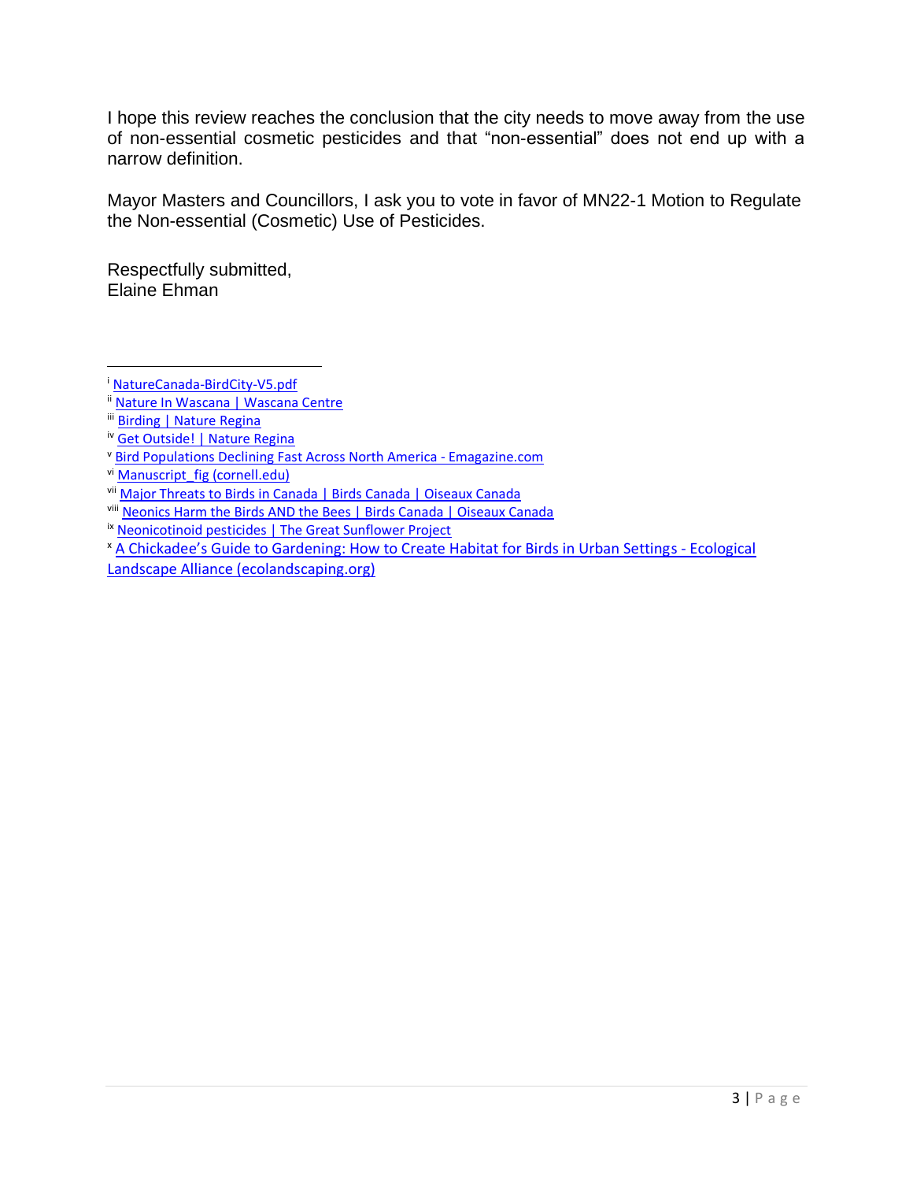I hope this review reaches the conclusion that the city needs to move away from the use of non-essential cosmetic pesticides and that "non-essential" does not end up with a narrow definition.

Mayor Masters and Councillors, I ask you to vote in favor of MN22-1 Motion to Regulate the Non-essential (Cosmetic) Use of Pesticides.

Respectfully submitted,
Elaine Ehman

---

[i] NatureCanada-BirdCity-V5.pdf

[ii] Nature In Wascana | Wascana Centre

[iii] Birding | Nature Regina

[iv] Get Outside! | Nature Regina

[v] Bird Populations Declining Fast Across North America - Emagazine.com

[vi] Manuscript_fig (cornell.edu)

[vii] Major Threats to Birds in Canada | Birds Canada | Oiseaux Canada

[viii] Neonics Harm the Birds AND the Bees | Birds Canada | Oiseaux Canada

[ix] Neonicotinoid pesticides | The Great Sunflower Project

[x] A Chickadee's Guide to Gardening: How to Create Habitat for Birds in Urban Settings - Ecological Landscape Alliance (ecolandscaping.org)